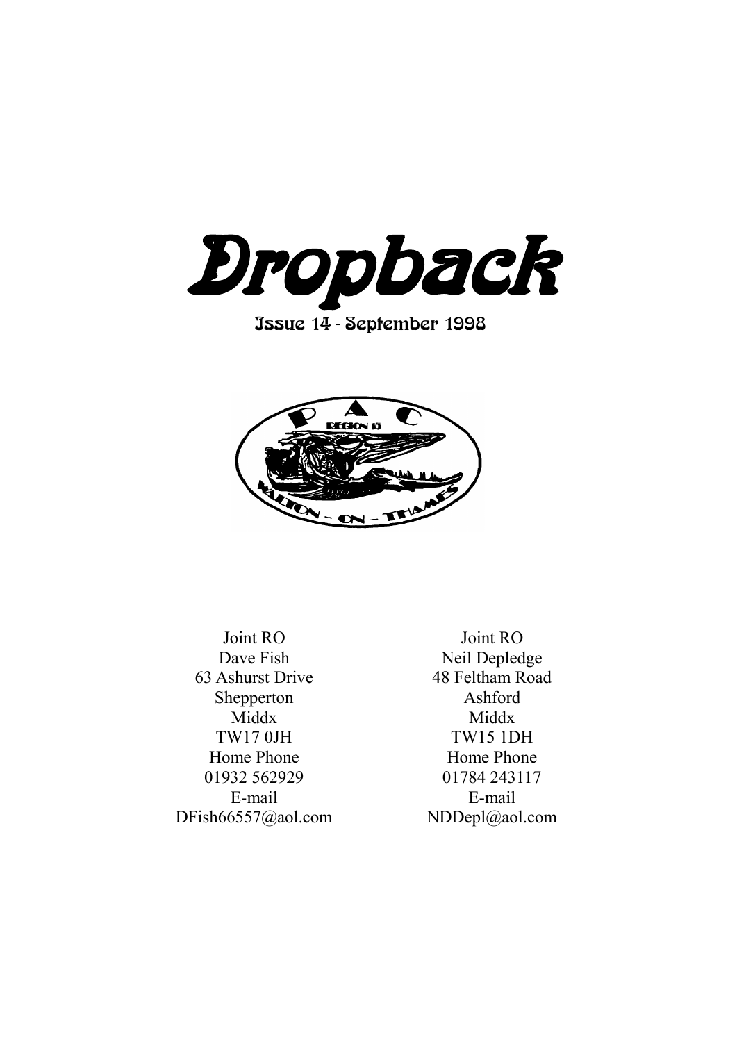# Dropback

## Issue 14 - September 1998

| Joint RO | Joint RO |
| --- | --- |
| Dave Fish | Neil Depledge |
| 63 Ashurst Drive | 48 Feltham Road |
| Shepperton | Ashford |
| Middx | Middx |
| TW17 0JH | TW15 1DH |
| Home Phone | Home Phone |
| 01932 562929 | 01784 243117 |
| E-mail | E-mail |
| DFish66557@aol.com | NDDepl@aol.com |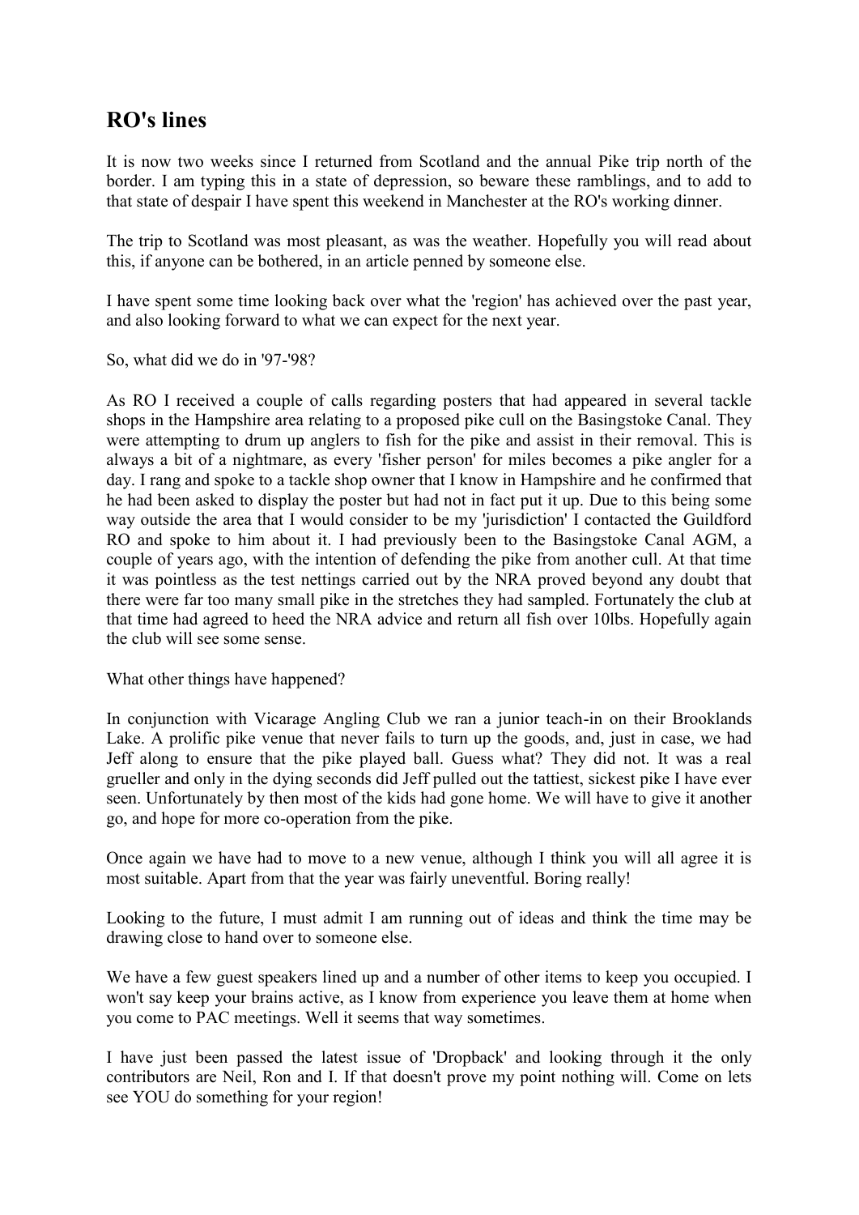## RO's lines

It is now two weeks since I returned from Scotland and the annual Pike trip north of the border. I am typing this in a state of depression, so beware these ramblings, and to add to that state of despair I have spent this weekend in Manchester at the RO's working dinner.

The trip to Scotland was most pleasant, as was the weather. Hopefully you will read about this, if anyone can be bothered, in an article penned by someone else.

I have spent some time looking back over what the 'region' has achieved over the past year, and also looking forward to what we can expect for the next year.

So, what did we do in '97-'98?

As RO I received a couple of calls regarding posters that had appeared in several tackle shops in the Hampshire area relating to a proposed pike cull on the Basingstoke Canal. They were attempting to drum up anglers to fish for the pike and assist in their removal. This is always a bit of a nightmare, as every 'fisher person' for miles becomes a pike angler for a day. I rang and spoke to a tackle shop owner that I know in Hampshire and he confirmed that he had been asked to display the poster but had not in fact put it up. Due to this being some way outside the area that I would consider to be my 'jurisdiction' I contacted the Guildford RO and spoke to him about it. I had previously been to the Basingstoke Canal AGM, a couple of years ago, with the intention of defending the pike from another cull. At that time it was pointless as the test nettings carried out by the NRA proved beyond any doubt that there were far too many small pike in the stretches they had sampled. Fortunately the club at that time had agreed to heed the NRA advice and return all fish over 10lbs. Hopefully again the club will see some sense.

What other things have happened?

In conjunction with Vicarage Angling Club we ran a junior teach-in on their Brooklands Lake. A prolific pike venue that never fails to turn up the goods, and, just in case, we had Jeff along to ensure that the pike played ball. Guess what? They did not. It was a real grueller and only in the dying seconds did Jeff pulled out the tattiest, sickest pike I have ever seen. Unfortunately by then most of the kids had gone home. We will have to give it another go, and hope for more co-operation from the pike.

Once again we have had to move to a new venue, although I think you will all agree it is most suitable. Apart from that the year was fairly uneventful. Boring really!

Looking to the future, I must admit I am running out of ideas and think the time may be drawing close to hand over to someone else.

We have a few guest speakers lined up and a number of other items to keep you occupied. I won't say keep your brains active, as I know from experience you leave them at home when you come to PAC meetings. Well it seems that way sometimes.

I have just been passed the latest issue of 'Dropback' and looking through it the only contributors are Neil, Ron and I. If that doesn't prove my point nothing will. Come on lets see YOU do something for your region!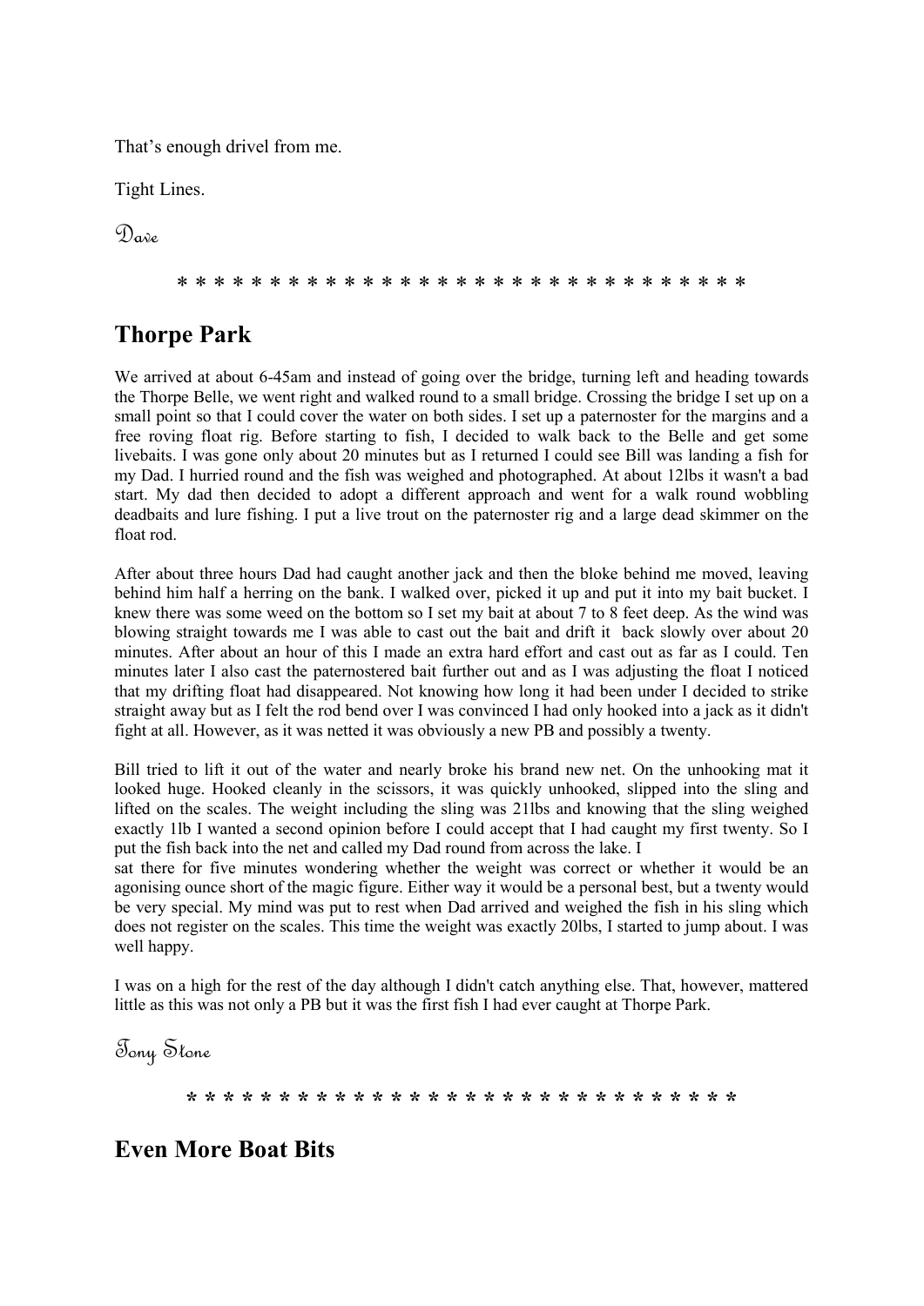That's enough drivel from me.

Tight Lines.

*Dave*

* * * * * * * * * * * * * * * * * * * * * * * * * * * * * * * *

## Thorpe Park

We arrived at about 6-45am and instead of going over the bridge, turning left and heading towards the Thorpe Belle, we went right and walked round to a small bridge. Crossing the bridge I set up on a small point so that I could cover the water on both sides. I set up a paternoster for the margins and a free roving float rig. Before starting to fish, I decided to walk back to the Belle and get some livebaits. I was gone only about 20 minutes but as I returned I could see Bill was landing a fish for my Dad. I hurried round and the fish was weighed and photographed. At about 12lbs it wasn't a bad start. My dad then decided to adopt a different approach and went for a walk round wobbling deadbaits and lure fishing. I put a live trout on the paternoster rig and a large dead skimmer on the float rod.

After about three hours Dad had caught another jack and then the bloke behind me moved, leaving behind him half a herring on the bank. I walked over, picked it up and put it into my bait bucket. I knew there was some weed on the bottom so I set my bait at about 7 to 8 feet deep. As the wind was blowing straight towards me I was able to cast out the bait and drift it back slowly over about 20 minutes. After about an hour of this I made an extra hard effort and cast out as far as I could. Ten minutes later I also cast the paternostered bait further out and as I was adjusting the float I noticed that my drifting float had disappeared. Not knowing how long it had been under I decided to strike straight away but as I felt the rod bend over I was convinced I had only hooked into a jack as it didn't fight at all. However, as it was netted it was obviously a new PB and possibly a twenty.

Bill tried to lift it out of the water and nearly broke his brand new net. On the unhooking mat it looked huge. Hooked cleanly in the scissors, it was quickly unhooked, slipped into the sling and lifted on the scales. The weight including the sling was 21lbs and knowing that the sling weighed exactly 1lb I wanted a second opinion before I could accept that I had caught my first twenty. So I put the fish back into the net and called my Dad round from across the lake. I
sat there for five minutes wondering whether the weight was correct or whether it would be an agonising ounce short of the magic figure. Either way it would be a personal best, but a twenty would be very special. My mind was put to rest when Dad arrived and weighed the fish in his sling which does not register on the scales. This time the weight was exactly 20lbs, I started to jump about. I was well happy.

I was on a high for the rest of the day although I didn't catch anything else. That, however, mattered little as this was not only a PB but it was the first fish I had ever caught at Thorpe Park.

*Tony Stone*

* * * * * * * * * * * * * * * * * * * * * * * * * * * * * * * *

## Even More Boat Bits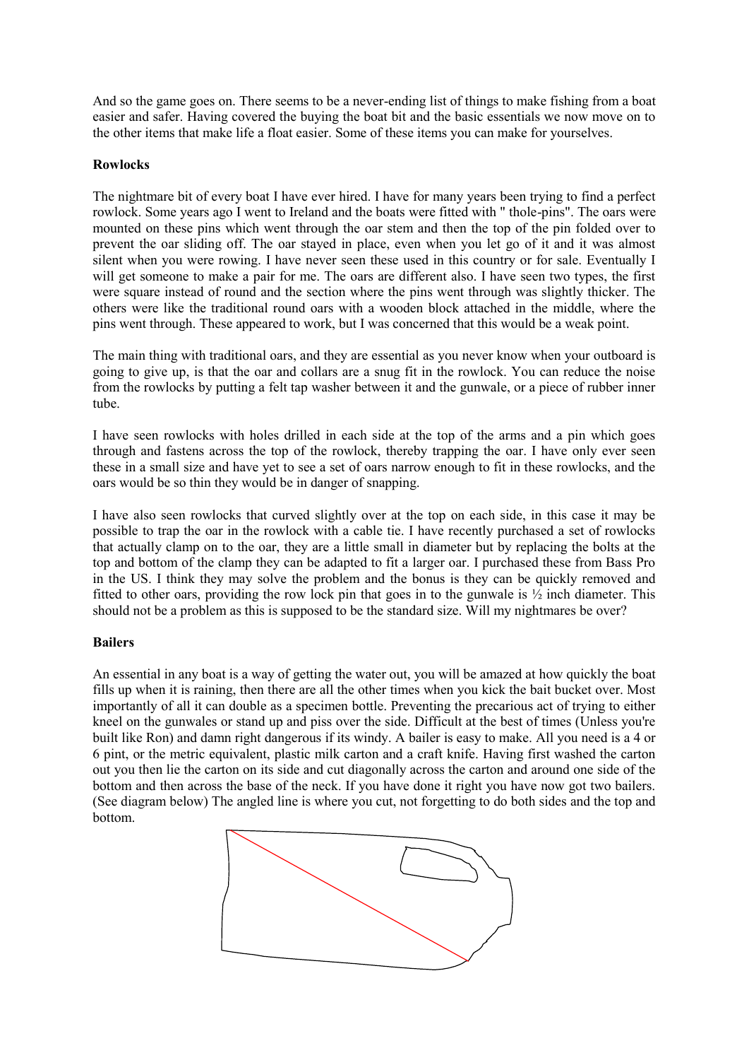And so the game goes on. There seems to be a never-ending list of things to make fishing from a boat easier and safer. Having covered the buying the boat bit and the basic essentials we now move on to the other items that make life a float easier. Some of these items you can make for yourselves.

**Rowlocks**

The nightmare bit of every boat I have ever hired. I have for many years been trying to find a perfect rowlock. Some years ago I went to Ireland and the boats were fitted with " thole-pins". The oars were mounted on these pins which went through the oar stem and then the top of the pin folded over to prevent the oar sliding off. The oar stayed in place, even when you let go of it and it was almost silent when you were rowing. I have never seen these used in this country or for sale. Eventually I will get someone to make a pair for me. The oars are different also. I have seen two types, the first were square instead of round and the section where the pins went through was slightly thicker. The others were like the traditional round oars with a wooden block attached in the middle, where the pins went through. These appeared to work, but I was concerned that this would be a weak point.

The main thing with traditional oars, and they are essential as you never know when your outboard is going to give up, is that the oar and collars are a snug fit in the rowlock. You can reduce the noise from the rowlocks by putting a felt tap washer between it and the gunwale, or a piece of rubber inner tube.

I have seen rowlocks with holes drilled in each side at the top of the arms and a pin which goes through and fastens across the top of the rowlock, thereby trapping the oar. I have only ever seen these in a small size and have yet to see a set of oars narrow enough to fit in these rowlocks, and the oars would be so thin they would be in danger of snapping.

I have also seen rowlocks that curved slightly over at the top on each side, in this case it may be possible to trap the oar in the rowlock with a cable tie. I have recently purchased a set of rowlocks that actually clamp on to the oar, they are a little small in diameter but by replacing the bolts at the top and bottom of the clamp they can be adapted to fit a larger oar. I purchased these from Bass Pro in the US. I think they may solve the problem and the bonus is they can be quickly removed and fitted to other oars, providing the row lock pin that goes in to the gunwale is ½ inch diameter. This should not be a problem as this is supposed to be the standard size. Will my nightmares be over?

**Bailers**

An essential in any boat is a way of getting the water out, you will be amazed at how quickly the boat fills up when it is raining, then there are all the other times when you kick the bait bucket over. Most importantly of all it can double as a specimen bottle. Preventing the precarious act of trying to either kneel on the gunwales or stand up and piss over the side. Difficult at the best of times (Unless you're built like Ron) and damn right dangerous if its windy. A bailer is easy to make. All you need is a 4 or 6 pint, or the metric equivalent, plastic milk carton and a craft knife. Having first washed the carton out you then lie the carton on its side and cut diagonally across the carton and around one side of the bottom and then across the base of the neck. If you have done it right you have now got two bailers. (See diagram below) The angled line is where you cut, not forgetting to do both sides and the top and bottom.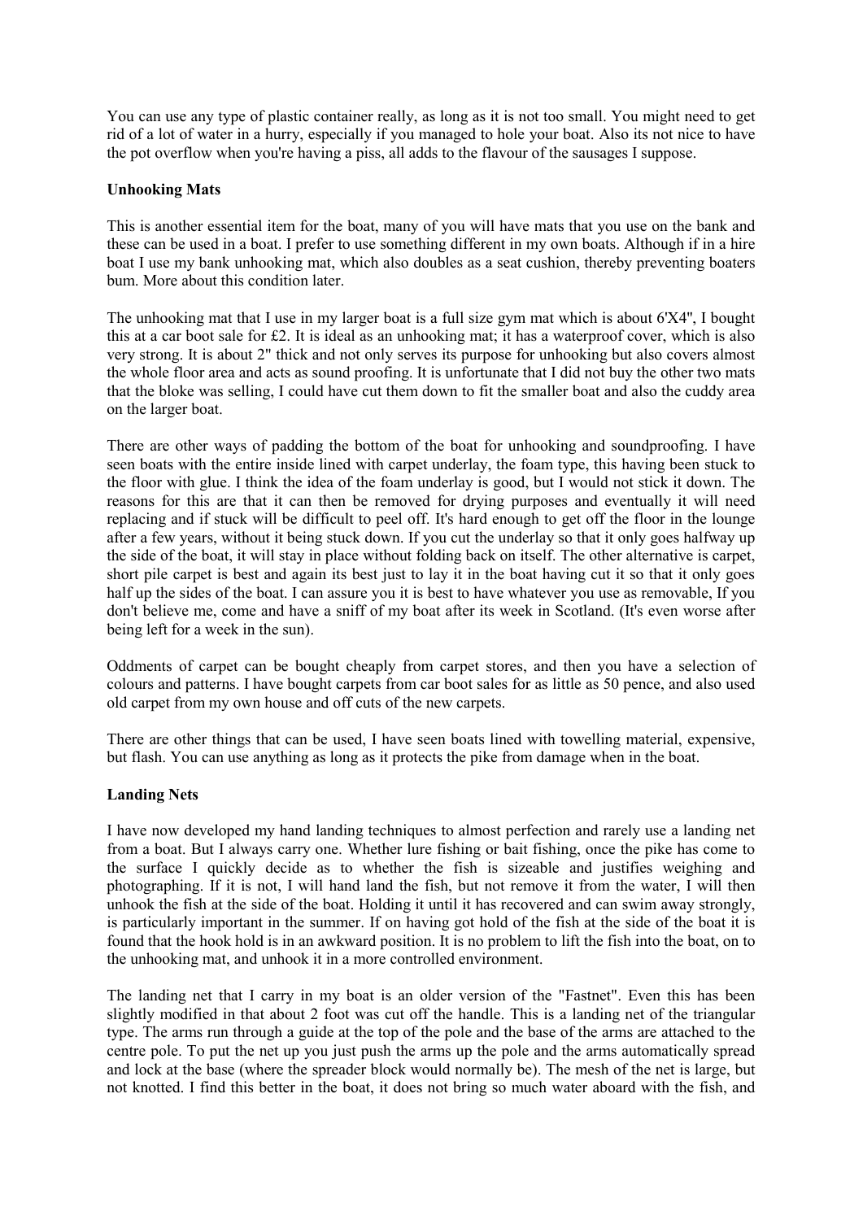You can use any type of plastic container really, as long as it is not too small. You might need to get rid of a lot of water in a hurry, especially if you managed to hole your boat. Also its not nice to have the pot overflow when you're having a piss, all adds to the flavour of the sausages I suppose.

**Unhooking Mats**

This is another essential item for the boat, many of you will have mats that you use on the bank and these can be used in a boat. I prefer to use something different in my own boats. Although if in a hire boat I use my bank unhooking mat, which also doubles as a seat cushion, thereby preventing boaters bum. More about this condition later.

The unhooking mat that I use in my larger boat is a full size gym mat which is about 6'X4", I bought this at a car boot sale for £2. It is ideal as an unhooking mat; it has a waterproof cover, which is also very strong. It is about 2" thick and not only serves its purpose for unhooking but also covers almost the whole floor area and acts as sound proofing. It is unfortunate that I did not buy the other two mats that the bloke was selling, I could have cut them down to fit the smaller boat and also the cuddy area on the larger boat.

There are other ways of padding the bottom of the boat for unhooking and soundproofing. I have seen boats with the entire inside lined with carpet underlay, the foam type, this having been stuck to the floor with glue. I think the idea of the foam underlay is good, but I would not stick it down. The reasons for this are that it can then be removed for drying purposes and eventually it will need replacing and if stuck will be difficult to peel off. It's hard enough to get off the floor in the lounge after a few years, without it being stuck down. If you cut the underlay so that it only goes halfway up the side of the boat, it will stay in place without folding back on itself. The other alternative is carpet, short pile carpet is best and again its best just to lay it in the boat having cut it so that it only goes half up the sides of the boat. I can assure you it is best to have whatever you use as removable, If you don't believe me, come and have a sniff of my boat after its week in Scotland. (It's even worse after being left for a week in the sun).

Oddments of carpet can be bought cheaply from carpet stores, and then you have a selection of colours and patterns. I have bought carpets from car boot sales for as little as 50 pence, and also used old carpet from my own house and off cuts of the new carpets.

There are other things that can be used, I have seen boats lined with towelling material, expensive, but flash. You can use anything as long as it protects the pike from damage when in the boat.

**Landing Nets**

I have now developed my hand landing techniques to almost perfection and rarely use a landing net from a boat. But I always carry one. Whether lure fishing or bait fishing, once the pike has come to the surface I quickly decide as to whether the fish is sizeable and justifies weighing and photographing. If it is not, I will hand land the fish, but not remove it from the water, I will then unhook the fish at the side of the boat. Holding it until it has recovered and can swim away strongly, is particularly important in the summer. If on having got hold of the fish at the side of the boat it is found that the hook hold is in an awkward position. It is no problem to lift the fish into the boat, on to the unhooking mat, and unhook it in a more controlled environment.

The landing net that I carry in my boat is an older version of the "Fastnet". Even this has been slightly modified in that about 2 foot was cut off the handle. This is a landing net of the triangular type. The arms run through a guide at the top of the pole and the base of the arms are attached to the centre pole. To put the net up you just push the arms up the pole and the arms automatically spread and lock at the base (where the spreader block would normally be). The mesh of the net is large, but not knotted. I find this better in the boat, it does not bring so much water aboard with the fish, and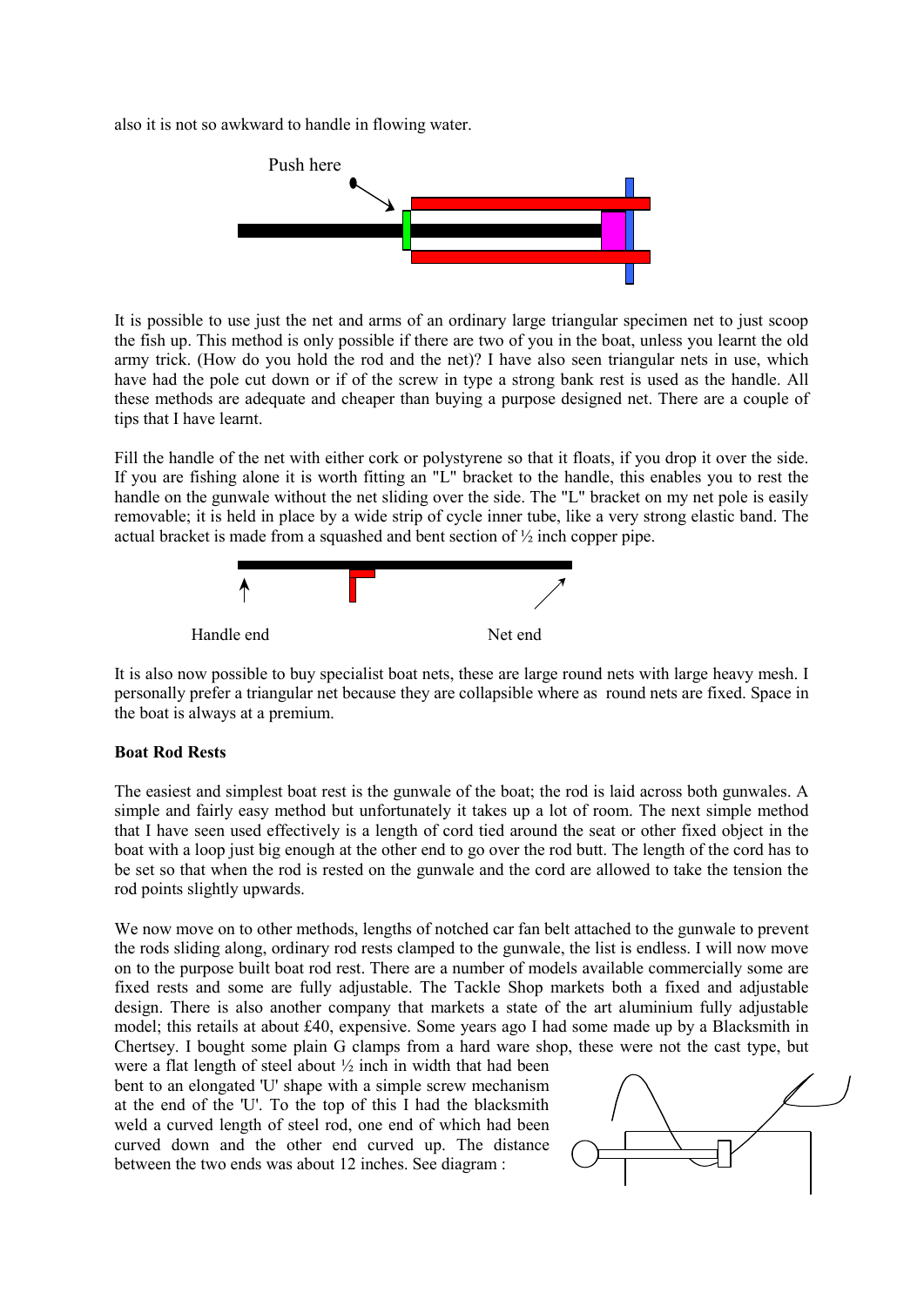also it is not so awkward to handle in flowing water.

Push here

It is possible to use just the net and arms of an ordinary large triangular specimen net to just scoop the fish up. This method is only possible if there are two of you in the boat, unless you learnt the old army trick. (How do you hold the rod and the net)? I have also seen triangular nets in use, which have had the pole cut down or if of the screw in type a strong bank rest is used as the handle. All these methods are adequate and cheaper than buying a purpose designed net. There are a couple of tips that I have learnt.

Fill the handle of the net with either cork or polystyrene so that it floats, if you drop it over the side. If you are fishing alone it is worth fitting an "L" bracket to the handle, this enables you to rest the handle on the gunwale without the net sliding over the side. The "L" bracket on my net pole is easily removable; it is held in place by a wide strip of cycle inner tube, like a very strong elastic band. The actual bracket is made from a squashed and bent section of ½ inch copper pipe.

Handle end Net end

It is also now possible to buy specialist boat nets, these are large round nets with large heavy mesh. I personally prefer a triangular net because they are collapsible where as round nets are fixed. Space in the boat is always at a premium.

**Boat Rod Rests**

The easiest and simplest boat rest is the gunwale of the boat; the rod is laid across both gunwales. A simple and fairly easy method but unfortunately it takes up a lot of room. The next simple method that I have seen used effectively is a length of cord tied around the seat or other fixed object in the boat with a loop just big enough at the other end to go over the rod butt. The length of the cord has to be set so that when the rod is rested on the gunwale and the cord are allowed to take the tension the rod points slightly upwards.

We now move on to other methods, lengths of notched car fan belt attached to the gunwale to prevent the rods sliding along, ordinary rod rests clamped to the gunwale, the list is endless. I will now move on to the purpose built boat rod rest. There are a number of models available commercially some are fixed rests and some are fully adjustable. The Tackle Shop markets both a fixed and adjustable design. There is also another company that markets a state of the art aluminium fully adjustable model; this retails at about £40, expensive. Some years ago I had some made up by a Blacksmith in Chertsey. I bought some plain G clamps from a hard ware shop, these were not the cast type, but were a flat length of steel about ½ inch in width that had been bent to an elongated 'U' shape with a simple screw mechanism at the end of the 'U'. To the top of this I had the blacksmith weld a curved length of steel rod, one end of which had been curved down and the other end curved up. The distance between the two ends was about 12 inches. See diagram :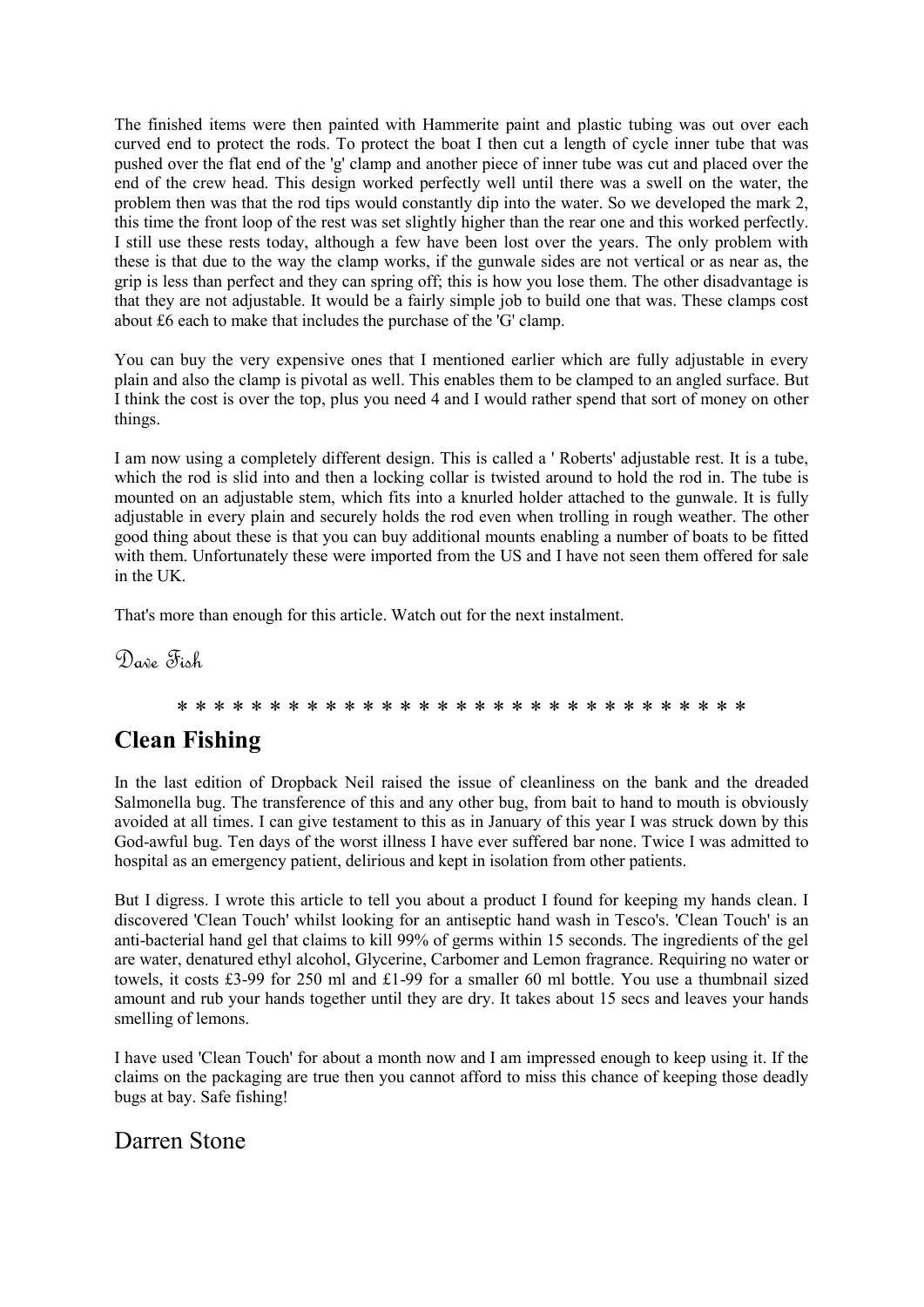The finished items were then painted with Hammerite paint and plastic tubing was out over each curved end to protect the rods. To protect the boat I then cut a length of cycle inner tube that was pushed over the flat end of the 'g' clamp and another piece of inner tube was cut and placed over the end of the crew head. This design worked perfectly well until there was a swell on the water, the problem then was that the rod tips would constantly dip into the water. So we developed the mark 2, this time the front loop of the rest was set slightly higher than the rear one and this worked perfectly. I still use these rests today, although a few have been lost over the years. The only problem with these is that due to the way the clamp works, if the gunwale sides are not vertical or as near as, the grip is less than perfect and they can spring off; this is how you lose them. The other disadvantage is that they are not adjustable. It would be a fairly simple job to build one that was. These clamps cost about £6 each to make that includes the purchase of the 'G' clamp.

You can buy the very expensive ones that I mentioned earlier which are fully adjustable in every plain and also the clamp is pivotal as well. This enables them to be clamped to an angled surface. But I think the cost is over the top, plus you need 4 and I would rather spend that sort of money on other things.

I am now using a completely different design. This is called a ' Roberts' adjustable rest. It is a tube, which the rod is slid into and then a locking collar is twisted around to hold the rod in. The tube is mounted on an adjustable stem, which fits into a knurled holder attached to the gunwale. It is fully adjustable in every plain and securely holds the rod even when trolling in rough weather. The other good thing about these is that you can buy additional mounts enabling a number of boats to be fitted with them. Unfortunately these were imported from the US and I have not seen them offered for sale in the UK.

That's more than enough for this article. Watch out for the next instalment.

*Dave Fish*

* * * * * * * * * * * * * * * * * * * * * * * * * * * * * * * *

## Clean Fishing

In the last edition of Dropback Neil raised the issue of cleanliness on the bank and the dreaded Salmonella bug. The transference of this and any other bug, from bait to hand to mouth is obviously avoided at all times. I can give testament to this as in January of this year I was struck down by this God-awful bug. Ten days of the worst illness I have ever suffered bar none. Twice I was admitted to hospital as an emergency patient, delirious and kept in isolation from other patients.

But I digress. I wrote this article to tell you about a product I found for keeping my hands clean. I discovered 'Clean Touch' whilst looking for an antiseptic hand wash in Tesco's. 'Clean Touch' is an anti-bacterial hand gel that claims to kill 99% of germs within 15 seconds. The ingredients of the gel are water, denatured ethyl alcohol, Glycerine, Carbomer and Lemon fragrance. Requiring no water or towels, it costs £3-99 for 250 ml and £1-99 for a smaller 60 ml bottle. You use a thumbnail sized amount and rub your hands together until they are dry. It takes about 15 secs and leaves your hands smelling of lemons.

I have used 'Clean Touch' for about a month now and I am impressed enough to keep using it. If the claims on the packaging are true then you cannot afford to miss this chance of keeping those deadly bugs at bay. Safe fishing!

Darren Stone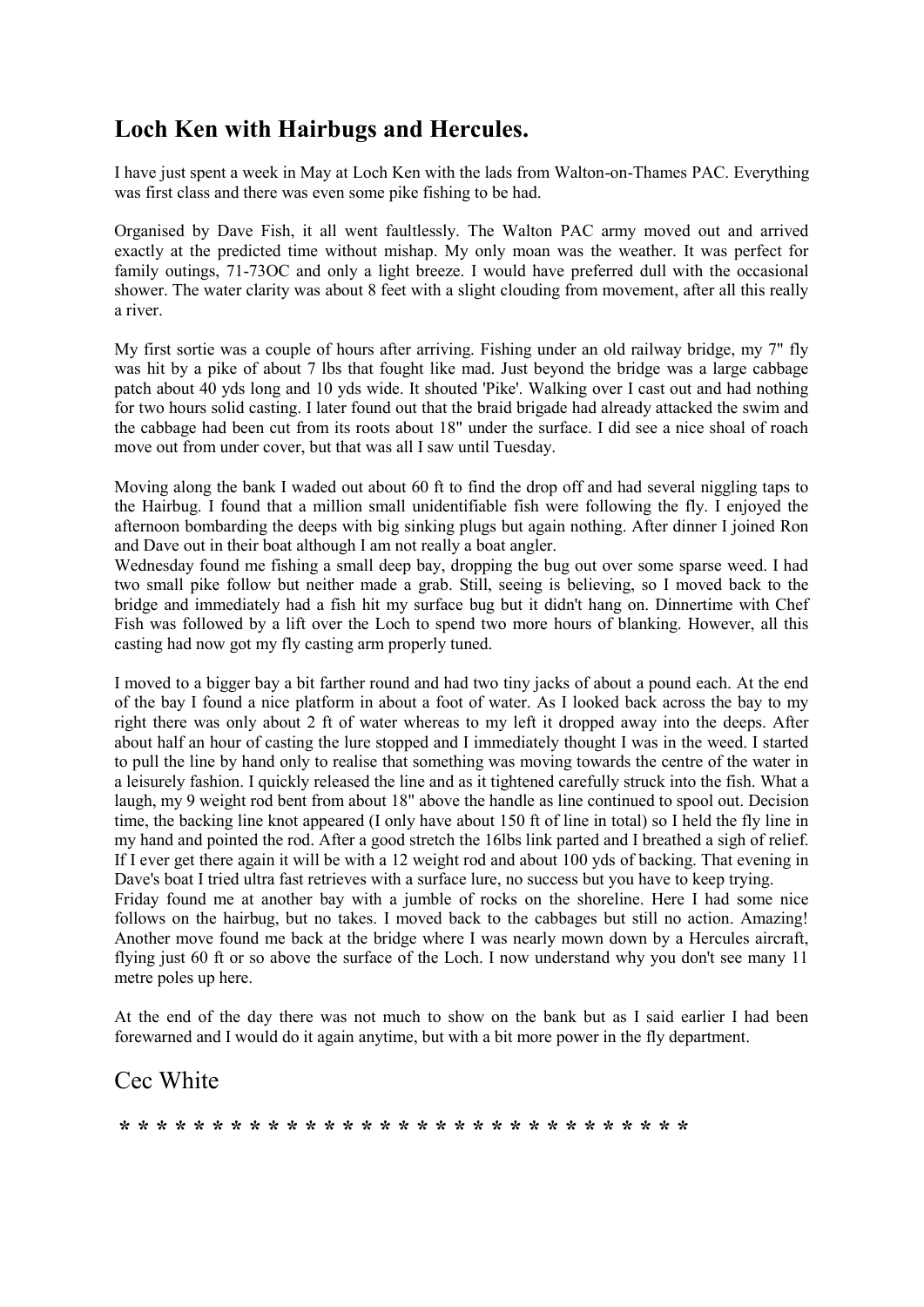## Loch Ken with Hairbugs and Hercules.

I have just spent a week in May at Loch Ken with the lads from Walton-on-Thames PAC. Everything was first class and there was even some pike fishing to be had.

Organised by Dave Fish, it all went faultlessly. The Walton PAC army moved out and arrived exactly at the predicted time without mishap. My only moan was the weather. It was perfect for family outings, 71-73OC and only a light breeze. I would have preferred dull with the occasional shower. The water clarity was about 8 feet with a slight clouding from movement, after all this really a river.

My first sortie was a couple of hours after arriving. Fishing under an old railway bridge, my 7" fly was hit by a pike of about 7 lbs that fought like mad. Just beyond the bridge was a large cabbage patch about 40 yds long and 10 yds wide. It shouted 'Pike'. Walking over I cast out and had nothing for two hours solid casting. I later found out that the braid brigade had already attacked the swim and the cabbage had been cut from its roots about 18" under the surface. I did see a nice shoal of roach move out from under cover, but that was all I saw until Tuesday.

Moving along the bank I waded out about 60 ft to find the drop off and had several niggling taps to the Hairbug. I found that a million small unidentifiable fish were following the fly. I enjoyed the afternoon bombarding the deeps with big sinking plugs but again nothing. After dinner I joined Ron and Dave out in their boat although I am not really a boat angler.
Wednesday found me fishing a small deep bay, dropping the bug out over some sparse weed. I had two small pike follow but neither made a grab. Still, seeing is believing, so I moved back to the bridge and immediately had a fish hit my surface bug but it didn't hang on. Dinnertime with Chef Fish was followed by a lift over the Loch to spend two more hours of blanking. However, all this casting had now got my fly casting arm properly tuned.

I moved to a bigger bay a bit farther round and had two tiny jacks of about a pound each. At the end of the bay I found a nice platform in about a foot of water. As I looked back across the bay to my right there was only about 2 ft of water whereas to my left it dropped away into the deeps. After about half an hour of casting the lure stopped and I immediately thought I was in the weed. I started to pull the line by hand only to realise that something was moving towards the centre of the water in a leisurely fashion. I quickly released the line and as it tightened carefully struck into the fish. What a laugh, my 9 weight rod bent from about 18" above the handle as line continued to spool out. Decision time, the backing line knot appeared (I only have about 150 ft of line in total) so I held the fly line in my hand and pointed the rod. After a good stretch the 16lbs link parted and I breathed a sigh of relief. If I ever get there again it will be with a 12 weight rod and about 100 yds of backing. That evening in Dave's boat I tried ultra fast retrieves with a surface lure, no success but you have to keep trying.
Friday found me at another bay with a jumble of rocks on the shoreline. Here I had some nice follows on the hairbug, but no takes. I moved back to the cabbages but still no action. Amazing! Another move found me back at the bridge where I was nearly mown down by a Hercules aircraft, flying just 60 ft or so above the surface of the Loch. I now understand why you don't see many 11 metre poles up here.

At the end of the day there was not much to show on the bank but as I said earlier I had been forewarned and I would do it again anytime, but with a bit more power in the fly department.

Cec White

* * * * * * * * * * * * * * * * * * * * * * * * * * * * * * * *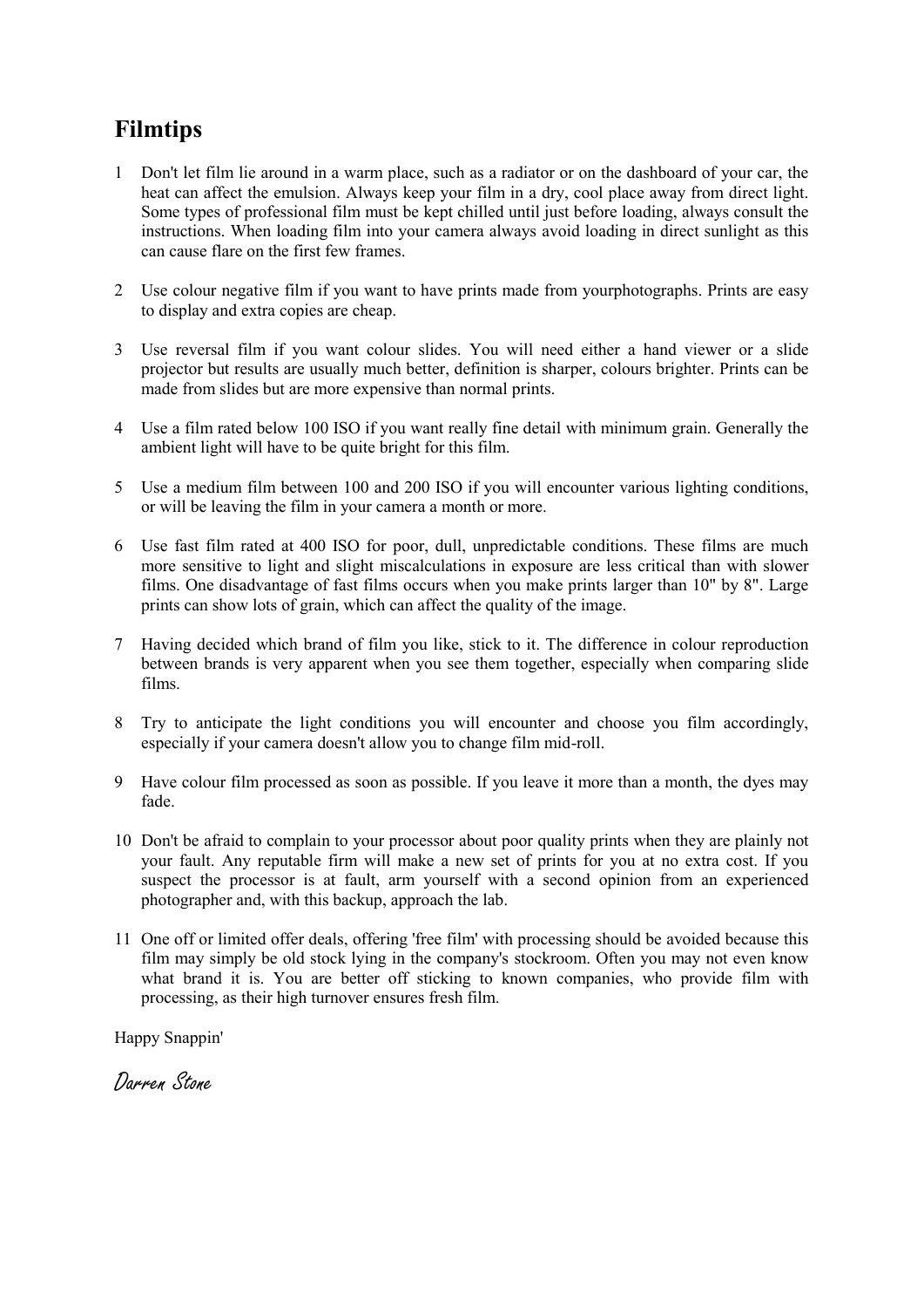## Filmtips

1. Don't let film lie around in a warm place, such as a radiator or on the dashboard of your car, the heat can affect the emulsion. Always keep your film in a dry, cool place away from direct light. Some types of professional film must be kept chilled until just before loading, always consult the instructions. When loading film into your camera always avoid loading in direct sunlight as this can cause flare on the first few frames.

2. Use colour negative film if you want to have prints made from yourphotographs. Prints are easy to display and extra copies are cheap.

3. Use reversal film if you want colour slides. You will need either a hand viewer or a slide projector but results are usually much better, definition is sharper, colours brighter. Prints can be made from slides but are more expensive than normal prints.

4. Use a film rated below 100 ISO if you want really fine detail with minimum grain. Generally the ambient light will have to be quite bright for this film.

5. Use a medium film between 100 and 200 ISO if you will encounter various lighting conditions, or will be leaving the film in your camera a month or more.

6. Use fast film rated at 400 ISO for poor, dull, unpredictable conditions. These films are much more sensitive to light and slight miscalculations in exposure are less critical than with slower films. One disadvantage of fast films occurs when you make prints larger than 10" by 8". Large prints can show lots of grain, which can affect the quality of the image.

7. Having decided which brand of film you like, stick to it. The difference in colour reproduction between brands is very apparent when you see them together, especially when comparing slide films.

8. Try to anticipate the light conditions you will encounter and choose you film accordingly, especially if your camera doesn't allow you to change film mid-roll.

9. Have colour film processed as soon as possible. If you leave it more than a month, the dyes may fade.

10. Don't be afraid to complain to your processor about poor quality prints when they are plainly not your fault. Any reputable firm will make a new set of prints for you at no extra cost. If you suspect the processor is at fault, arm yourself with a second opinion from an experienced photographer and, with this backup, approach the lab.

11. One off or limited offer deals, offering 'free film' with processing should be avoided because this film may simply be old stock lying in the company's stockroom. Often you may not even know what brand it is. You are better off sticking to known companies, who provide film with processing, as their high turnover ensures fresh film.

Happy Snappin'

*Darren Stone*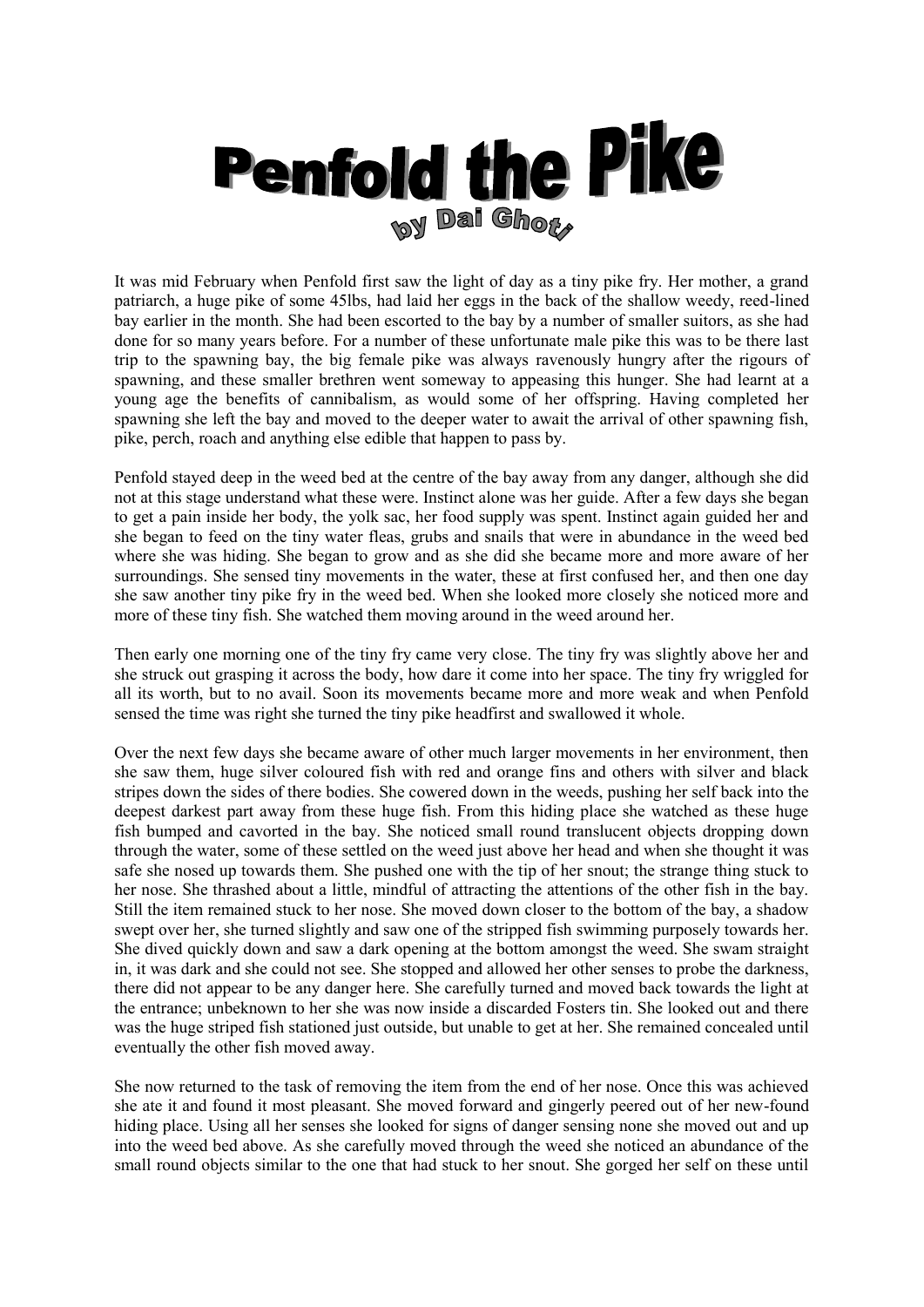# Penfold the Pike

## by Dai Ghoti

It was mid February when Penfold first saw the light of day as a tiny pike fry. Her mother, a grand patriarch, a huge pike of some 45lbs, had laid her eggs in the back of the shallow weedy, reed-lined bay earlier in the month. She had been escorted to the bay by a number of smaller suitors, as she had done for so many years before. For a number of these unfortunate male pike this was to be there last trip to the spawning bay, the big female pike was always ravenously hungry after the rigours of spawning, and these smaller brethren went someway to appeasing this hunger. She had learnt at a young age the benefits of cannibalism, as would some of her offspring. Having completed her spawning she left the bay and moved to the deeper water to await the arrival of other spawning fish, pike, perch, roach and anything else edible that happen to pass by.

Penfold stayed deep in the weed bed at the centre of the bay away from any danger, although she did not at this stage understand what these were. Instinct alone was her guide. After a few days she began to get a pain inside her body, the yolk sac, her food supply was spent. Instinct again guided her and she began to feed on the tiny water fleas, grubs and snails that were in abundance in the weed bed where she was hiding. She began to grow and as she did she became more and more aware of her surroundings. She sensed tiny movements in the water, these at first confused her, and then one day she saw another tiny pike fry in the weed bed. When she looked more closely she noticed more and more of these tiny fish. She watched them moving around in the weed around her.

Then early one morning one of the tiny fry came very close. The tiny fry was slightly above her and she struck out grasping it across the body, how dare it come into her space. The tiny fry wriggled for all its worth, but to no avail. Soon its movements became more and more weak and when Penfold sensed the time was right she turned the tiny pike headfirst and swallowed it whole.

Over the next few days she became aware of other much larger movements in her environment, then she saw them, huge silver coloured fish with red and orange fins and others with silver and black stripes down the sides of there bodies. She cowered down in the weeds, pushing her self back into the deepest darkest part away from these huge fish. From this hiding place she watched as these huge fish bumped and cavorted in the bay. She noticed small round translucent objects dropping down through the water, some of these settled on the weed just above her head and when she thought it was safe she nosed up towards them. She pushed one with the tip of her snout; the strange thing stuck to her nose. She thrashed about a little, mindful of attracting the attentions of the other fish in the bay. Still the item remained stuck to her nose. She moved down closer to the bottom of the bay, a shadow swept over her, she turned slightly and saw one of the stripped fish swimming purposely towards her. She dived quickly down and saw a dark opening at the bottom amongst the weed. She swam straight in, it was dark and she could not see. She stopped and allowed her other senses to probe the darkness, there did not appear to be any danger here. She carefully turned and moved back towards the light at the entrance; unbeknown to her she was now inside a discarded Fosters tin. She looked out and there was the huge striped fish stationed just outside, but unable to get at her. She remained concealed until eventually the other fish moved away.

She now returned to the task of removing the item from the end of her nose. Once this was achieved she ate it and found it most pleasant. She moved forward and gingerly peered out of her new-found hiding place. Using all her senses she looked for signs of danger sensing none she moved out and up into the weed bed above. As she carefully moved through the weed she noticed an abundance of the small round objects similar to the one that had stuck to her snout. She gorged her self on these until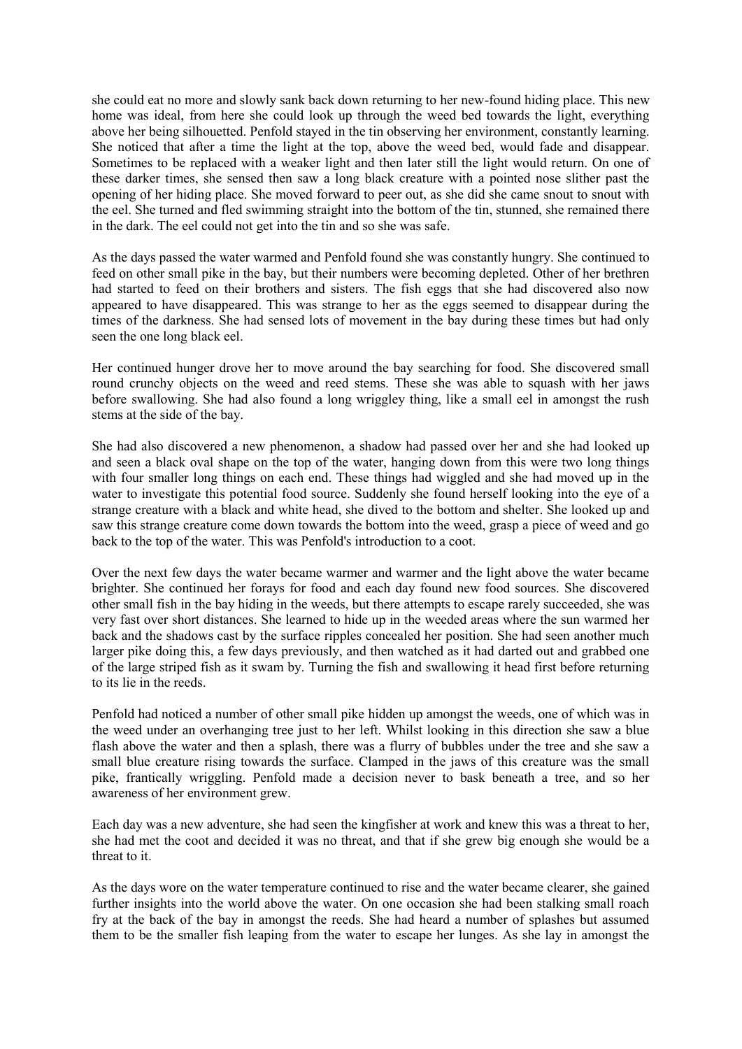she could eat no more and slowly sank back down returning to her new-found hiding place. This new home was ideal, from here she could look up through the weed bed towards the light, everything above her being silhouetted. Penfold stayed in the tin observing her environment, constantly learning. She noticed that after a time the light at the top, above the weed bed, would fade and disappear. Sometimes to be replaced with a weaker light and then later still the light would return. On one of these darker times, she sensed then saw a long black creature with a pointed nose slither past the opening of her hiding place. She moved forward to peer out, as she did she came snout to snout with the eel. She turned and fled swimming straight into the bottom of the tin, stunned, she remained there in the dark. The eel could not get into the tin and so she was safe.

As the days passed the water warmed and Penfold found she was constantly hungry. She continued to feed on other small pike in the bay, but their numbers were becoming depleted. Other of her brethren had started to feed on their brothers and sisters. The fish eggs that she had discovered also now appeared to have disappeared. This was strange to her as the eggs seemed to disappear during the times of the darkness. She had sensed lots of movement in the bay during these times but had only seen the one long black eel.

Her continued hunger drove her to move around the bay searching for food. She discovered small round crunchy objects on the weed and reed stems. These she was able to squash with her jaws before swallowing. She had also found a long wriggley thing, like a small eel in amongst the rush stems at the side of the bay.

She had also discovered a new phenomenon, a shadow had passed over her and she had looked up and seen a black oval shape on the top of the water, hanging down from this were two long things with four smaller long things on each end. These things had wiggled and she had moved up in the water to investigate this potential food source. Suddenly she found herself looking into the eye of a strange creature with a black and white head, she dived to the bottom and shelter. She looked up and saw this strange creature come down towards the bottom into the weed, grasp a piece of weed and go back to the top of the water. This was Penfold's introduction to a coot.

Over the next few days the water became warmer and warmer and the light above the water became brighter. She continued her forays for food and each day found new food sources. She discovered other small fish in the bay hiding in the weeds, but there attempts to escape rarely succeeded, she was very fast over short distances. She learned to hide up in the weeded areas where the sun warmed her back and the shadows cast by the surface ripples concealed her position. She had seen another much larger pike doing this, a few days previously, and then watched as it had darted out and grabbed one of the large striped fish as it swam by. Turning the fish and swallowing it head first before returning to its lie in the reeds.

Penfold had noticed a number of other small pike hidden up amongst the weeds, one of which was in the weed under an overhanging tree just to her left. Whilst looking in this direction she saw a blue flash above the water and then a splash, there was a flurry of bubbles under the tree and she saw a small blue creature rising towards the surface. Clamped in the jaws of this creature was the small pike, frantically wriggling. Penfold made a decision never to bask beneath a tree, and so her awareness of her environment grew.

Each day was a new adventure, she had seen the kingfisher at work and knew this was a threat to her, she had met the coot and decided it was no threat, and that if she grew big enough she would be a threat to it.

As the days wore on the water temperature continued to rise and the water became clearer, she gained further insights into the world above the water. On one occasion she had been stalking small roach fry at the back of the bay in amongst the reeds. She had heard a number of splashes but assumed them to be the smaller fish leaping from the water to escape her lunges. As she lay in amongst the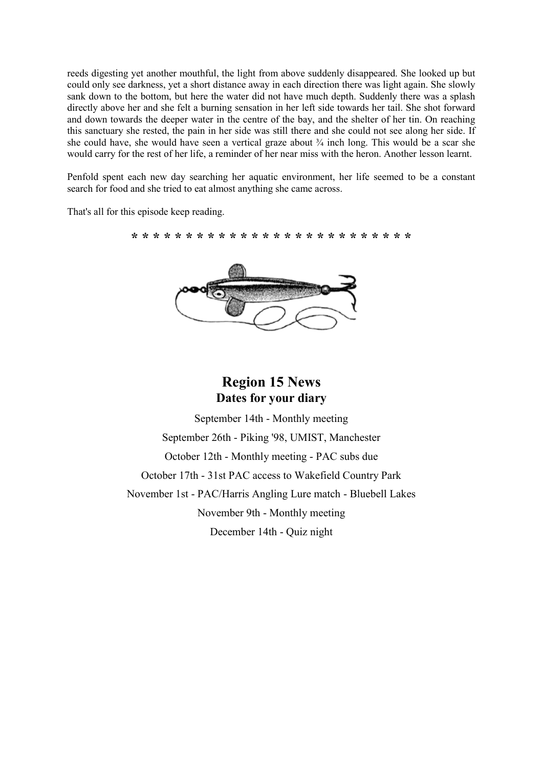reeds digesting yet another mouthful, the light from above suddenly disappeared. She looked up but could only see darkness, yet a short distance away in each direction there was light again. She slowly sank down to the bottom, but here the water did not have much depth. Suddenly there was a splash directly above her and she felt a burning sensation in her left side towards her tail. She shot forward and down towards the deeper water in the centre of the bay, and the shelter of her tin. On reaching this sanctuary she rested, the pain in her side was still there and she could not see along her side. If she could have, she would have seen a vertical graze about ¾ inch long. This would be a scar she would carry for the rest of her life, a reminder of her near miss with the heron. Another lesson learnt.

Penfold spent each new day searching her aquatic environment, her life seemed to be a constant search for food and she tried to eat almost anything she came across.

That's all for this episode keep reading.

* * * * * * * * * * * * * * * * * * * * * * * * * * * *

## Region 15 News

### Dates for your diary

September 14th - Monthly meeting

September 26th - Piking '98, UMIST, Manchester

October 12th - Monthly meeting - PAC subs due

October 17th - 31st PAC access to Wakefield Country Park

November 1st - PAC/Harris Angling Lure match - Bluebell Lakes

November 9th - Monthly meeting

December 14th - Quiz night